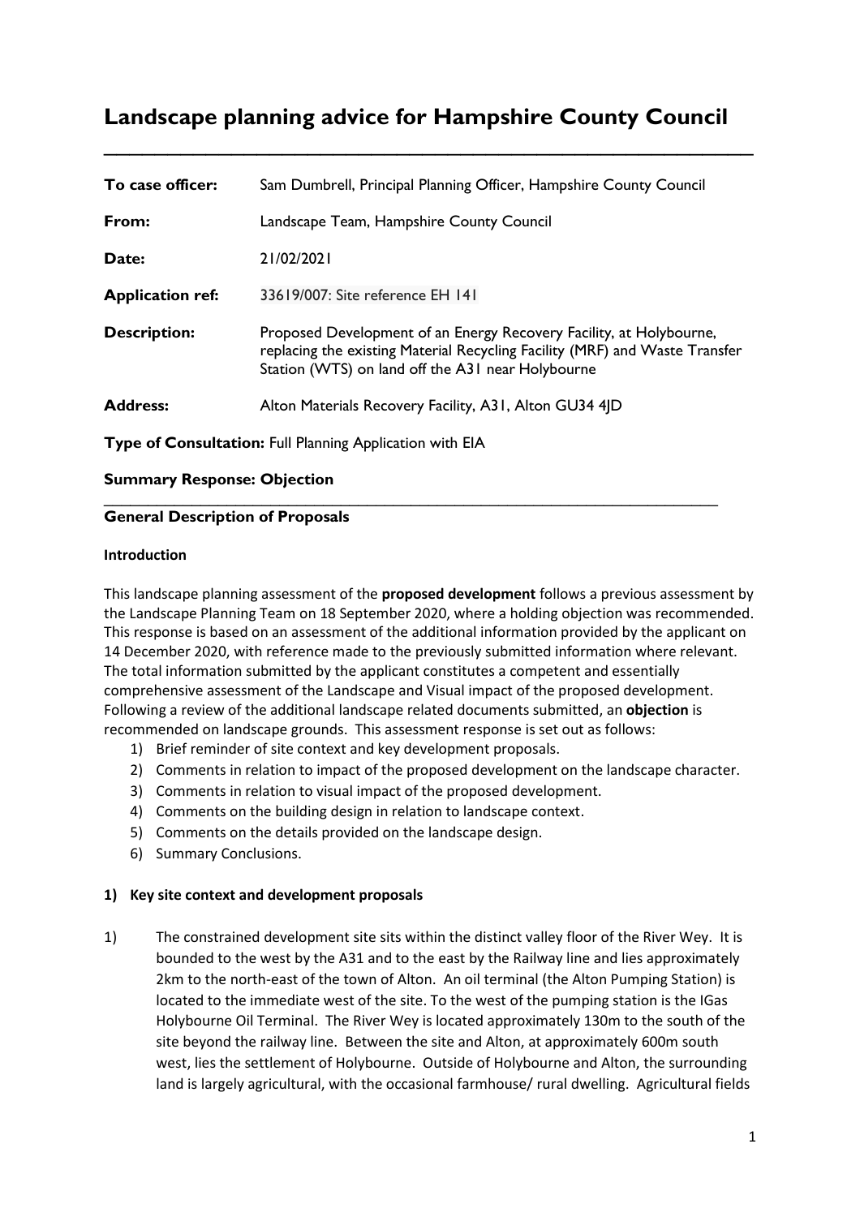# Landscape planning advice for Hampshire County Council

| | |
|---|---|
| **To case officer:** | Sam Dumbrell, Principal Planning Officer, Hampshire County Council |
| **From:** | Landscape Team, Hampshire County Council |
| **Date:** | 21/02/2021 |
| **Application ref:** | 33619/007: Site reference EH 141 |
| **Description:** | Proposed Development of an Energy Recovery Facility, at Holybourne, replacing the existing Material Recycling Facility (MRF) and Waste Transfer Station (WTS) on land off the A31 near Holybourne |
| **Address:** | Alton Materials Recovery Facility, A31, Alton GU34 4JD |

**Type of Consultation:** Full Planning Application with EIA

**Summary Response: Objection**

## General Description of Proposals

### Introduction

This landscape planning assessment of the **proposed development** follows a previous assessment by the Landscape Planning Team on 18 September 2020, where a holding objection was recommended. This response is based on an assessment of the additional information provided by the applicant on 14 December 2020, with reference made to the previously submitted information where relevant. The total information submitted by the applicant constitutes a competent and essentially comprehensive assessment of the Landscape and Visual impact of the proposed development. Following a review of the additional landscape related documents submitted, an **objection** is recommended on landscape grounds. This assessment response is set out as follows:

1) Brief reminder of site context and key development proposals.
2) Comments in relation to impact of the proposed development on the landscape character.
3) Comments in relation to visual impact of the proposed development.
4) Comments on the building design in relation to landscape context.
5) Comments on the details provided on the landscape design.
6) Summary Conclusions.

### 1) Key site context and development proposals

1) The constrained development site sits within the distinct valley floor of the River Wey. It is bounded to the west by the A31 and to the east by the Railway line and lies approximately 2km to the north-east of the town of Alton. An oil terminal (the Alton Pumping Station) is located to the immediate west of the site. To the west of the pumping station is the IGas Holybourne Oil Terminal. The River Wey is located approximately 130m to the south of the site beyond the railway line. Between the site and Alton, at approximately 600m south west, lies the settlement of Holybourne. Outside of Holybourne and Alton, the surrounding land is largely agricultural, with the occasional farmhouse/ rural dwelling. Agricultural fields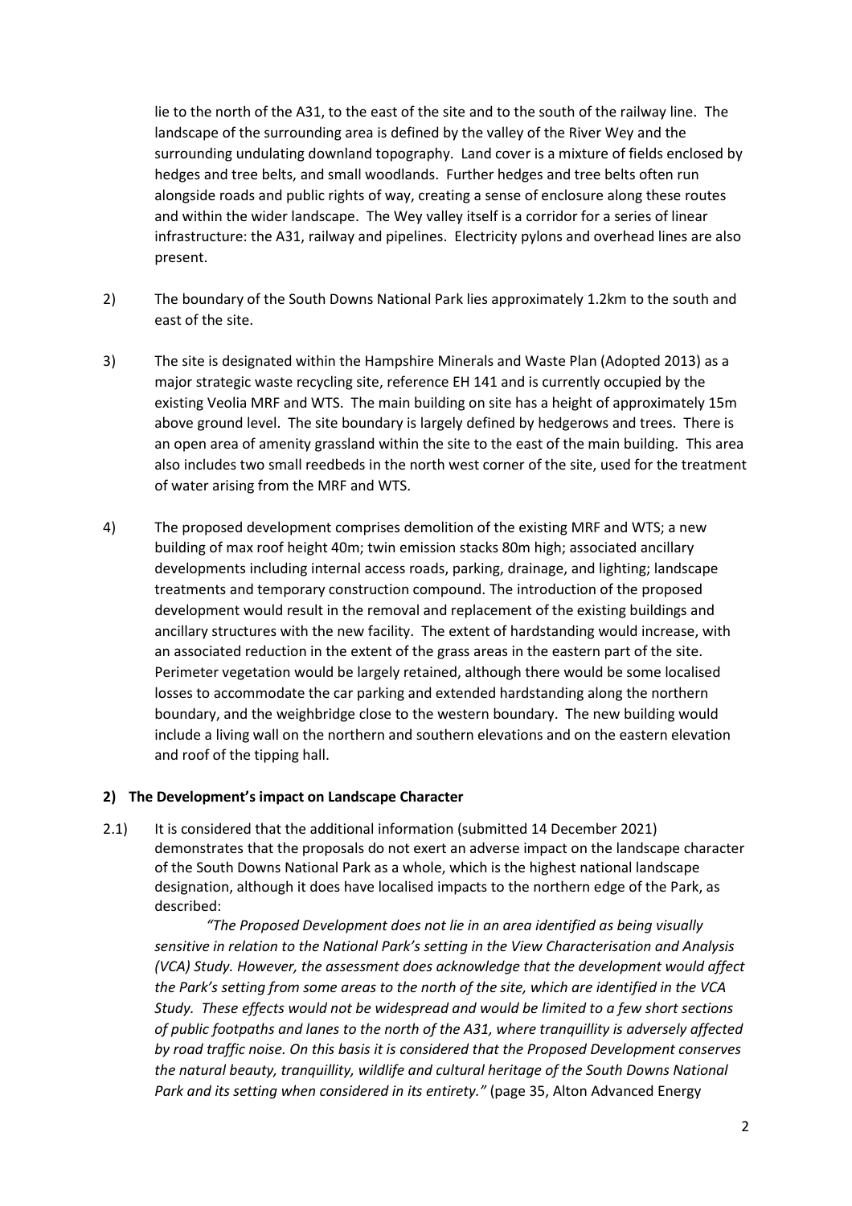lie to the north of the A31, to the east of the site and to the south of the railway line. The landscape of the surrounding area is defined by the valley of the River Wey and the surrounding undulating downland topography. Land cover is a mixture of fields enclosed by hedges and tree belts, and small woodlands. Further hedges and tree belts often run alongside roads and public rights of way, creating a sense of enclosure along these routes and within the wider landscape. The Wey valley itself is a corridor for a series of linear infrastructure: the A31, railway and pipelines. Electricity pylons and overhead lines are also present.

2) The boundary of the South Downs National Park lies approximately 1.2km to the south and east of the site.

3) The site is designated within the Hampshire Minerals and Waste Plan (Adopted 2013) as a major strategic waste recycling site, reference EH 141 and is currently occupied by the existing Veolia MRF and WTS. The main building on site has a height of approximately 15m above ground level. The site boundary is largely defined by hedgerows and trees. There is an open area of amenity grassland within the site to the east of the main building. This area also includes two small reedbeds in the north west corner of the site, used for the treatment of water arising from the MRF and WTS.

4) The proposed development comprises demolition of the existing MRF and WTS; a new building of max roof height 40m; twin emission stacks 80m high; associated ancillary developments including internal access roads, parking, drainage, and lighting; landscape treatments and temporary construction compound. The introduction of the proposed development would result in the removal and replacement of the existing buildings and ancillary structures with the new facility. The extent of hardstanding would increase, with an associated reduction in the extent of the grass areas in the eastern part of the site. Perimeter vegetation would be largely retained, although there would be some localised losses to accommodate the car parking and extended hardstanding along the northern boundary, and the weighbridge close to the western boundary. The new building would include a living wall on the northern and southern elevations and on the eastern elevation and roof of the tipping hall.

**2) The Development's impact on Landscape Character**

2.1) It is considered that the additional information (submitted 14 December 2021) demonstrates that the proposals do not exert an adverse impact on the landscape character of the South Downs National Park as a whole, which is the highest national landscape designation, although it does have localised impacts to the northern edge of the Park, as described:

*"The Proposed Development does not lie in an area identified as being visually sensitive in relation to the National Park's setting in the View Characterisation and Analysis (VCA) Study. However, the assessment does acknowledge that the development would affect the Park's setting from some areas to the north of the site, which are identified in the VCA Study. These effects would not be widespread and would be limited to a few short sections of public footpaths and lanes to the north of the A31, where tranquillity is adversely affected by road traffic noise. On this basis it is considered that the Proposed Development conserves the natural beauty, tranquillity, wildlife and cultural heritage of the South Downs National Park and its setting when considered in its entirety."* (page 35, Alton Advanced Energy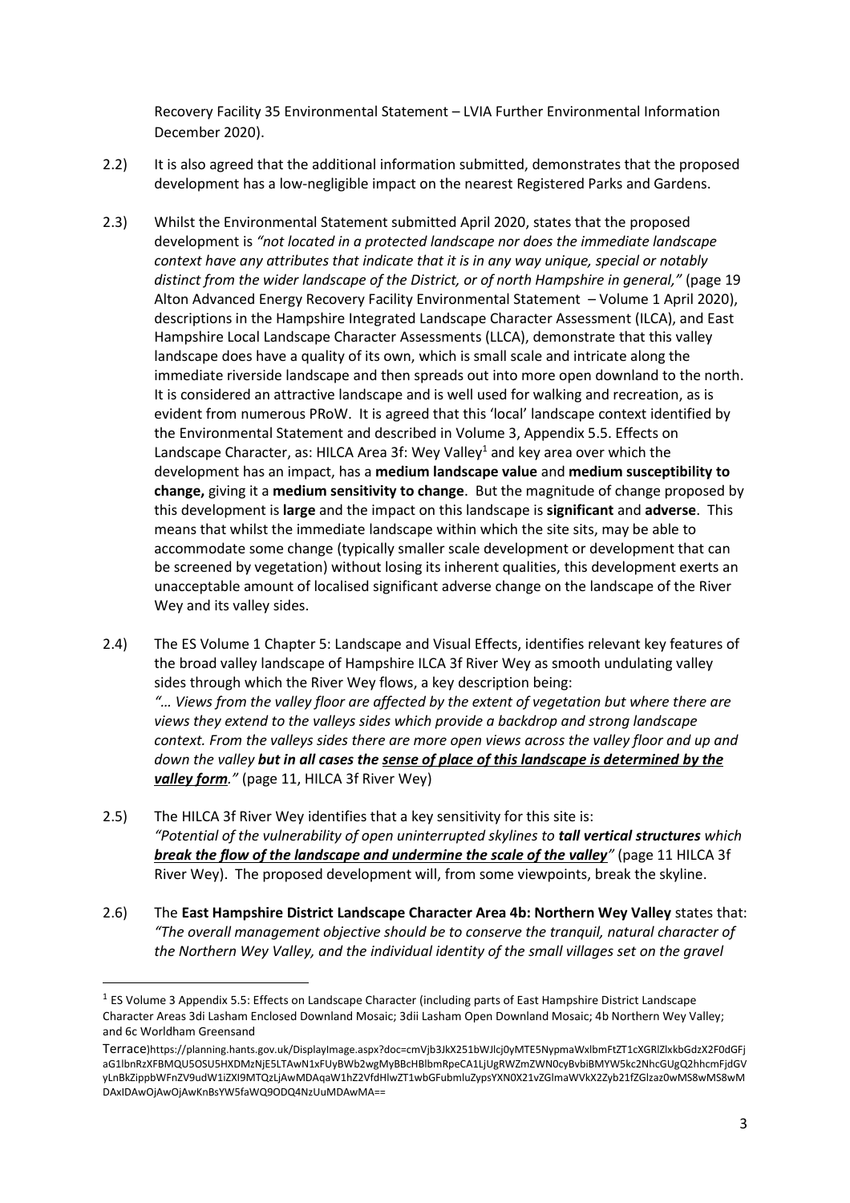Recovery Facility 35 Environmental Statement – LVIA Further Environmental Information December 2020).

2.2) It is also agreed that the additional information submitted, demonstrates that the proposed development has a low-negligible impact on the nearest Registered Parks and Gardens.

2.3) Whilst the Environmental Statement submitted April 2020, states that the proposed development is *"not located in a protected landscape nor does the immediate landscape context have any attributes that indicate that it is in any way unique, special or notably distinct from the wider landscape of the District, or of north Hampshire in general,"* (page 19 Alton Advanced Energy Recovery Facility Environmental Statement – Volume 1 April 2020), descriptions in the Hampshire Integrated Landscape Character Assessment (ILCA), and East Hampshire Local Landscape Character Assessments (LLCA), demonstrate that this valley landscape does have a quality of its own, which is small scale and intricate along the immediate riverside landscape and then spreads out into more open downland to the north. It is considered an attractive landscape and is well used for walking and recreation, as is evident from numerous PRoW. It is agreed that this 'local' landscape context identified by the Environmental Statement and described in Volume 3, Appendix 5.5. Effects on Landscape Character, as: HILCA Area 3f: Wey Valley[1] and key area over which the development has an impact, has a **medium landscape value** and **medium susceptibility to change,** giving it a **medium sensitivity to change**. But the magnitude of change proposed by this development is **large** and the impact on this landscape is **significant** and **adverse**. This means that whilst the immediate landscape within which the site sits, may be able to accommodate some change (typically smaller scale development or development that can be screened by vegetation) without losing its inherent qualities, this development exerts an unacceptable amount of localised significant adverse change on the landscape of the River Wey and its valley sides.

2.4) The ES Volume 1 Chapter 5: Landscape and Visual Effects, identifies relevant key features of the broad valley landscape of Hampshire ILCA 3f River Wey as smooth undulating valley sides through which the River Wey flows, a key description being:
*"… Views from the valley floor are affected by the extent of vegetation but where there are views they extend to the valleys sides which provide a backdrop and strong landscape context. From the valleys sides there are more open views across the valley floor and up and down the valley* ***but in all cases the*** ***<u>sense of place of this landscape is determined by the valley form</u>****."* (page 11, HILCA 3f River Wey)

2.5) The HILCA 3f River Wey identifies that a key sensitivity for this site is:
*"Potential of the vulnerability of open uninterrupted skylines to* ***tall vertical structures*** *which* ***<u>break the flow of the landscape and undermine the scale of the valley</u>****"* (page 11 HILCA 3f River Wey). The proposed development will, from some viewpoints, break the skyline.

2.6) The **East Hampshire District Landscape Character Area 4b: Northern Wey Valley** states that:
*"The overall management objective should be to conserve the tranquil, natural character of the Northern Wey Valley, and the individual identity of the small villages set on the gravel*

---

[1] ES Volume 3 Appendix 5.5: Effects on Landscape Character (including parts of East Hampshire District Landscape Character Areas 3di Lasham Enclosed Downland Mosaic; 3dii Lasham Open Downland Mosaic; 4b Northern Wey Valley; and 6c Worldham Greensand Terrace)https://planning.hants.gov.uk/DisplayImage.aspx?doc=cmVjb3JkX251bWJlcj0yMTE5NypmaWxlbmFtZT1cXGRlZlxkbGdzX2F0dGFjaG1lbnRzXFBMQU5OSU5HXDMzNjE5LTAwN1xFUyBWb2wgMyBBcHBlbmRpeCA1LjUgRWZmZWN0cyBvbiBMYW5kc2NhcGUgQ2hhcmFjdGVyLnBkZippbWFnZV9udW1iZXI9MTQzLjAwMDAqaW1hZ2VfdHlwZT1wbGFubmluZypsYXN0X21vZGlmaWVkX2Zyb21fZGlzaz0wMS8wMS8wMDAxIDAwOjAwOjAwKnBsYW5faWQ9ODQ4NzUuMDAwMA==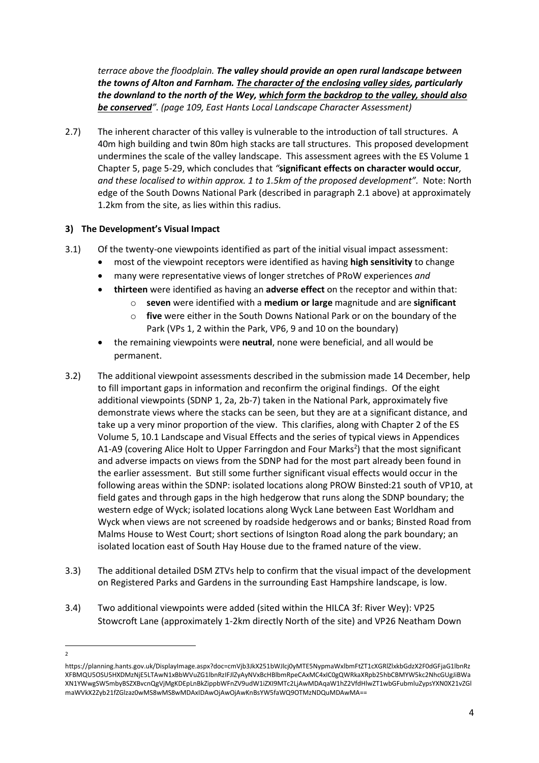*terrace above the floodplain.* ***The valley should provide an open rural landscape between the towns of Alton and Farnham. The character of the enclosing valley sides, particularly the downland to the north of the Wey, which form the backdrop to the valley, should also be conserved****". (page 109, East Hants Local Landscape Character Assessment)*

2.7) The inherent character of this valley is vulnerable to the introduction of tall structures. A 40m high building and twin 80m high stacks are tall structures. This proposed development undermines the scale of the valley landscape. This assessment agrees with the ES Volume 1 Chapter 5, page 5-29, which concludes that *"***significant effects on character would occur***, and these localised to within approx. 1 to 1.5km of the proposed development".* Note: North edge of the South Downs National Park (described in paragraph 2.1 above) at approximately 1.2km from the site, as lies within this radius.

### 3) The Development's Visual Impact

3.1) Of the twenty-one viewpoints identified as part of the initial visual impact assessment:

- most of the viewpoint receptors were identified as having **high sensitivity** to change
- many were representative views of longer stretches of PRoW experiences *and*
- **thirteen** were identified as having an **adverse effect** on the receptor and within that:
  - **seven** were identified with a **medium or large** magnitude and are **significant**
  - **five** were either in the South Downs National Park or on the boundary of the Park (VPs 1, 2 within the Park, VP6, 9 and 10 on the boundary)
- the remaining viewpoints were **neutral**, none were beneficial, and all would be permanent.

3.2) The additional viewpoint assessments described in the submission made 14 December, help to fill important gaps in information and reconfirm the original findings. Of the eight additional viewpoints (SDNP 1, 2a, 2b-7) taken in the National Park, approximately five demonstrate views where the stacks can be seen, but they are at a significant distance, and take up a very minor proportion of the view. This clarifies, along with Chapter 2 of the ES Volume 5, 10.1 Landscape and Visual Effects and the series of typical views in Appendices A1-A9 (covering Alice Holt to Upper Farringdon and Four Marks[2]) that the most significant and adverse impacts on views from the SDNP had for the most part already been found in the earlier assessment. But still some further significant visual effects would occur in the following areas within the SDNP: isolated locations along PROW Binsted:21 south of VP10, at field gates and through gaps in the high hedgerow that runs along the SDNP boundary; the western edge of Wyck; isolated locations along Wyck Lane between East Worldham and Wyck when views are not screened by roadside hedgerows and or banks; Binsted Road from Malms House to West Court; short sections of Isington Road along the park boundary; an isolated location east of South Hay House due to the framed nature of the view.

3.3) The additional detailed DSM ZTVs help to confirm that the visual impact of the development on Registered Parks and Gardens in the surrounding East Hampshire landscape, is low.

3.4) Two additional viewpoints were added (sited within the HILCA 3f: River Wey): VP25 Stowcroft Lane (approximately 1-2km directly North of the site) and VP26 Neatham Down

---

[2] https://planning.hants.gov.uk/DisplayImage.aspx?doc=cmVjb3JkX251bWJlcj0yMTE5NypmaWxlbmFtZT1cXGRlZlxkbGdzX2F0dGFjaG1lbnRzXFBMQU5OSU5HXDMzNjE5LTAwN1xBbWVuZG1lbnRzIFJlZyAyNVxBcHBlbmRpeCAxMC4xIC0gQWRkaXRpb25hbCBMYW5kc2NhcGUgJiBWaXN1YWwgSW5mbyBSZXBvcnQgVjMgKDEpLnBkZippbWFnZV9udW1iZXI9MTc2LjAwMDAqaW1hZ2VfdHlwZT1wbGFubmluZypsYXN0X21vZGlmaWVkX2Zyb21fZGlzaz0wMS8wMS8wMDAxIDAwOjAwOjAwKnBsYW5faWQ9OTMzNDQuMDAwMA==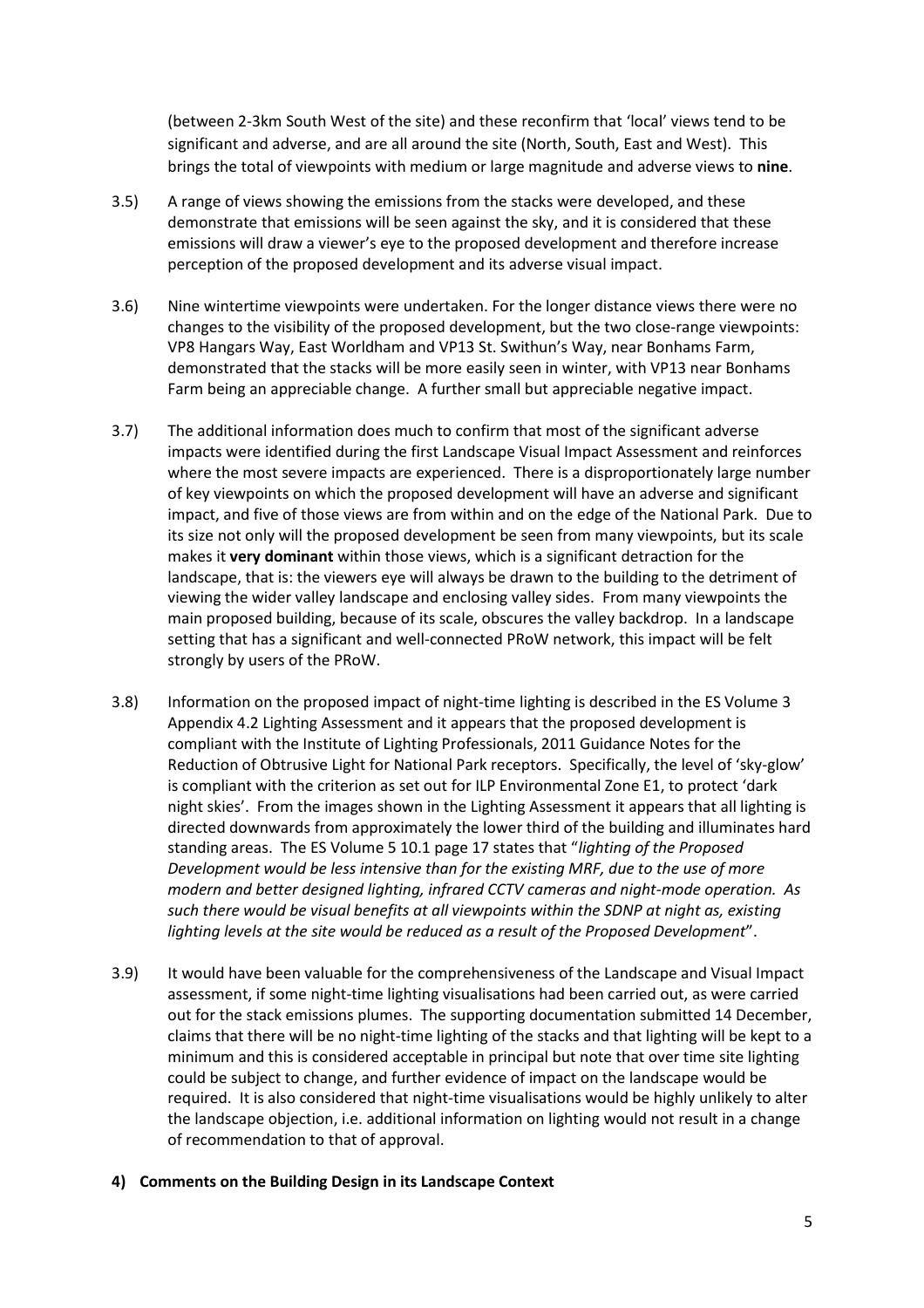(between 2-3km South West of the site) and these reconfirm that 'local' views tend to be significant and adverse, and are all around the site (North, South, East and West). This brings the total of viewpoints with medium or large magnitude and adverse views to **nine**.

3.5) A range of views showing the emissions from the stacks were developed, and these demonstrate that emissions will be seen against the sky, and it is considered that these emissions will draw a viewer's eye to the proposed development and therefore increase perception of the proposed development and its adverse visual impact.

3.6) Nine wintertime viewpoints were undertaken. For the longer distance views there were no changes to the visibility of the proposed development, but the two close-range viewpoints: VP8 Hangars Way, East Worldham and VP13 St. Swithun's Way, near Bonhams Farm, demonstrated that the stacks will be more easily seen in winter, with VP13 near Bonhams Farm being an appreciable change. A further small but appreciable negative impact.

3.7) The additional information does much to confirm that most of the significant adverse impacts were identified during the first Landscape Visual Impact Assessment and reinforces where the most severe impacts are experienced. There is a disproportionately large number of key viewpoints on which the proposed development will have an adverse and significant impact, and five of those views are from within and on the edge of the National Park. Due to its size not only will the proposed development be seen from many viewpoints, but its scale makes it **very dominant** within those views, which is a significant detraction for the landscape, that is: the viewers eye will always be drawn to the building to the detriment of viewing the wider valley landscape and enclosing valley sides. From many viewpoints the main proposed building, because of its scale, obscures the valley backdrop. In a landscape setting that has a significant and well-connected PRoW network, this impact will be felt strongly by users of the PRoW.

3.8) Information on the proposed impact of night-time lighting is described in the ES Volume 3 Appendix 4.2 Lighting Assessment and it appears that the proposed development is compliant with the Institute of Lighting Professionals, 2011 Guidance Notes for the Reduction of Obtrusive Light for National Park receptors. Specifically, the level of 'sky-glow' is compliant with the criterion as set out for ILP Environmental Zone E1, to protect 'dark night skies'. From the images shown in the Lighting Assessment it appears that all lighting is directed downwards from approximately the lower third of the building and illuminates hard standing areas. The ES Volume 5 10.1 page 17 states that "*lighting of the Proposed Development would be less intensive than for the existing MRF, due to the use of more modern and better designed lighting, infrared CCTV cameras and night-mode operation. As such there would be visual benefits at all viewpoints within the SDNP at night as, existing lighting levels at the site would be reduced as a result of the Proposed Development*".

3.9) It would have been valuable for the comprehensiveness of the Landscape and Visual Impact assessment, if some night-time lighting visualisations had been carried out, as were carried out for the stack emissions plumes. The supporting documentation submitted 14 December, claims that there will be no night-time lighting of the stacks and that lighting will be kept to a minimum and this is considered acceptable in principal but note that over time site lighting could be subject to change, and further evidence of impact on the landscape would be required. It is also considered that night-time visualisations would be highly unlikely to alter the landscape objection, i.e. additional information on lighting would not result in a change of recommendation to that of approval.

## 4) Comments on the Building Design in its Landscape Context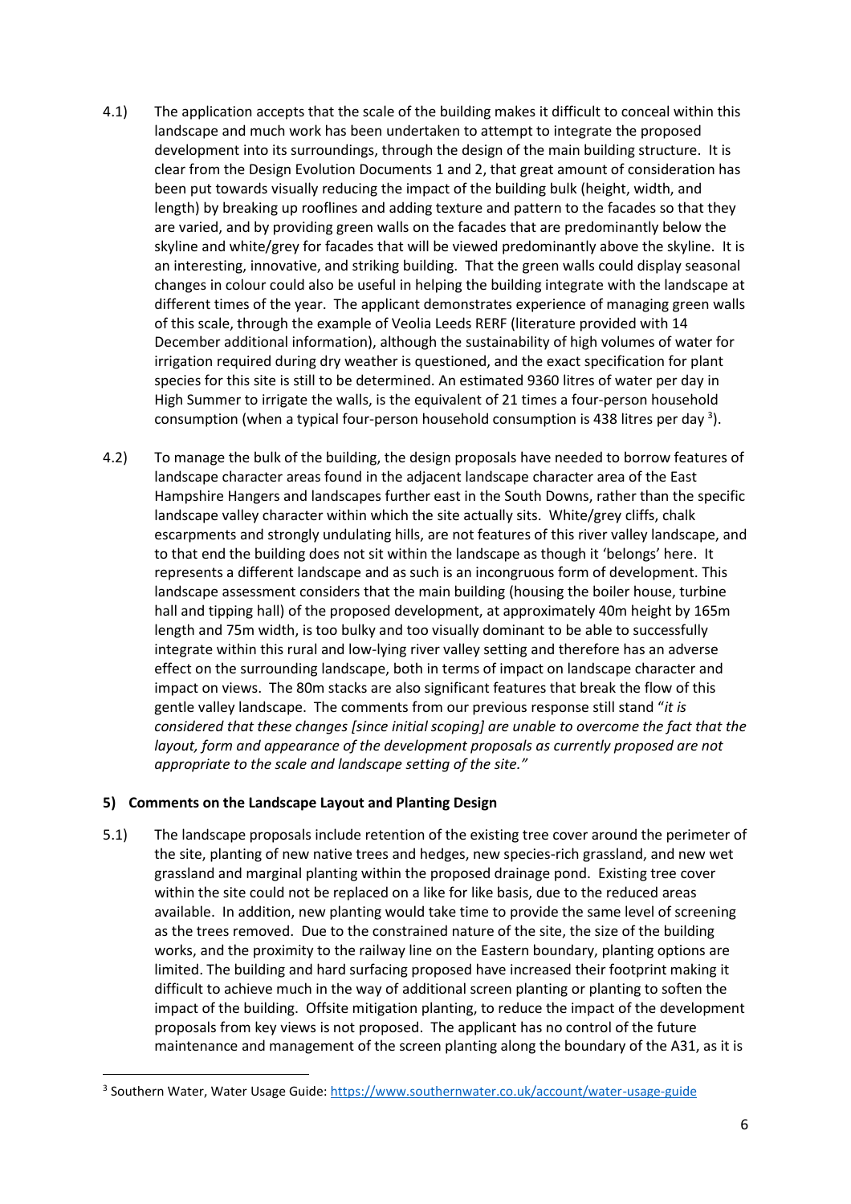4.1) The application accepts that the scale of the building makes it difficult to conceal within this landscape and much work has been undertaken to attempt to integrate the proposed development into its surroundings, through the design of the main building structure. It is clear from the Design Evolution Documents 1 and 2, that great amount of consideration has been put towards visually reducing the impact of the building bulk (height, width, and length) by breaking up rooflines and adding texture and pattern to the facades so that they are varied, and by providing green walls on the facades that are predominantly below the skyline and white/grey for facades that will be viewed predominantly above the skyline. It is an interesting, innovative, and striking building. That the green walls could display seasonal changes in colour could also be useful in helping the building integrate with the landscape at different times of the year. The applicant demonstrates experience of managing green walls of this scale, through the example of Veolia Leeds RERF (literature provided with 14 December additional information), although the sustainability of high volumes of water for irrigation required during dry weather is questioned, and the exact specification for plant species for this site is still to be determined. An estimated 9360 litres of water per day in High Summer to irrigate the walls, is the equivalent of 21 times a four-person household consumption (when a typical four-person household consumption is 438 litres per day [3]).

4.2) To manage the bulk of the building, the design proposals have needed to borrow features of landscape character areas found in the adjacent landscape character area of the East Hampshire Hangers and landscapes further east in the South Downs, rather than the specific landscape valley character within which the site actually sits. White/grey cliffs, chalk escarpments and strongly undulating hills, are not features of this river valley landscape, and to that end the building does not sit within the landscape as though it 'belongs' here. It represents a different landscape and as such is an incongruous form of development. This landscape assessment considers that the main building (housing the boiler house, turbine hall and tipping hall) of the proposed development, at approximately 40m height by 165m length and 75m width, is too bulky and too visually dominant to be able to successfully integrate within this rural and low-lying river valley setting and therefore has an adverse effect on the surrounding landscape, both in terms of impact on landscape character and impact on views. The 80m stacks are also significant features that break the flow of this gentle valley landscape. The comments from our previous response still stand "*it is considered that these changes [since initial scoping] are unable to overcome the fact that the layout, form and appearance of the development proposals as currently proposed are not appropriate to the scale and landscape setting of the site."*

### 5) Comments on the Landscape Layout and Planting Design

5.1) The landscape proposals include retention of the existing tree cover around the perimeter of the site, planting of new native trees and hedges, new species-rich grassland, and new wet grassland and marginal planting within the proposed drainage pond. Existing tree cover within the site could not be replaced on a like for like basis, due to the reduced areas available. In addition, new planting would take time to provide the same level of screening as the trees removed. Due to the constrained nature of the site, the size of the building works, and the proximity to the railway line on the Eastern boundary, planting options are limited. The building and hard surfacing proposed have increased their footprint making it difficult to achieve much in the way of additional screen planting or planting to soften the impact of the building. Offsite mitigation planting, to reduce the impact of the development proposals from key views is not proposed. The applicant has no control of the future maintenance and management of the screen planting along the boundary of the A31, as it is

---

[3] Southern Water, Water Usage Guide: https://www.southernwater.co.uk/account/water-usage-guide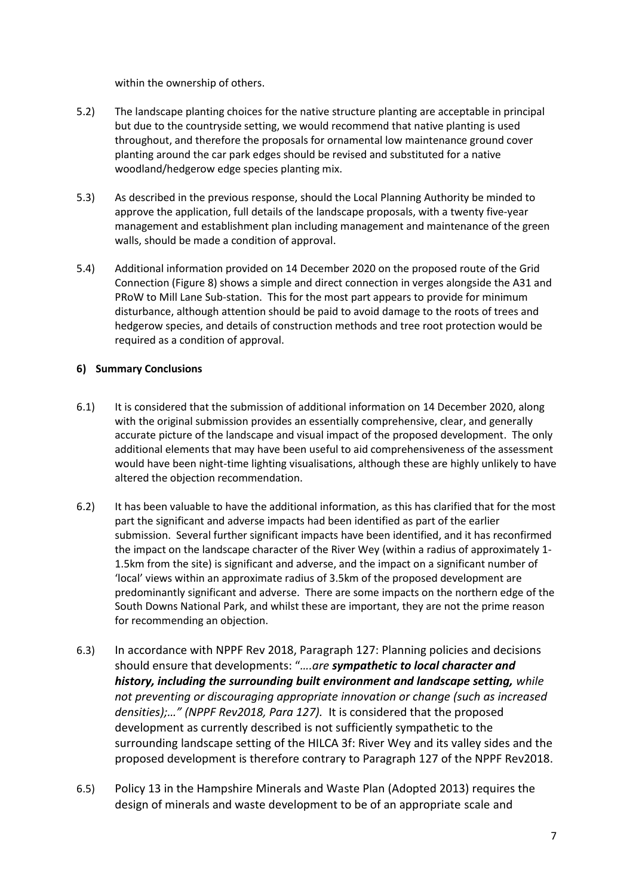within the ownership of others.

5.2) The landscape planting choices for the native structure planting are acceptable in principal but due to the countryside setting, we would recommend that native planting is used throughout, and therefore the proposals for ornamental low maintenance ground cover planting around the car park edges should be revised and substituted for a native woodland/hedgerow edge species planting mix.

5.3) As described in the previous response, should the Local Planning Authority be minded to approve the application, full details of the landscape proposals, with a twenty five-year management and establishment plan including management and maintenance of the green walls, should be made a condition of approval.

5.4) Additional information provided on 14 December 2020 on the proposed route of the Grid Connection (Figure 8) shows a simple and direct connection in verges alongside the A31 and PRoW to Mill Lane Sub-station. This for the most part appears to provide for minimum disturbance, although attention should be paid to avoid damage to the roots of trees and hedgerow species, and details of construction methods and tree root protection would be required as a condition of approval.

## 6) Summary Conclusions

6.1) It is considered that the submission of additional information on 14 December 2020, along with the original submission provides an essentially comprehensive, clear, and generally accurate picture of the landscape and visual impact of the proposed development. The only additional elements that may have been useful to aid comprehensiveness of the assessment would have been night-time lighting visualisations, although these are highly unlikely to have altered the objection recommendation.

6.2) It has been valuable to have the additional information, as this has clarified that for the most part the significant and adverse impacts had been identified as part of the earlier submission. Several further significant impacts have been identified, and it has reconfirmed the impact on the landscape character of the River Wey (within a radius of approximately 1-1.5km from the site) is significant and adverse, and the impact on a significant number of 'local' views within an approximate radius of 3.5km of the proposed development are predominantly significant and adverse. There are some impacts on the northern edge of the South Downs National Park, and whilst these are important, they are not the prime reason for recommending an objection.

6.3) In accordance with NPPF Rev 2018, Paragraph 127: Planning policies and decisions should ensure that developments: "*….are **sympathetic to local character and history, including the surrounding built environment and landscape setting,** while not preventing or discouraging appropriate innovation or change (such as increased densities);…" (NPPF Rev2018, Para 127).* It is considered that the proposed development as currently described is not sufficiently sympathetic to the surrounding landscape setting of the HILCA 3f: River Wey and its valley sides and the proposed development is therefore contrary to Paragraph 127 of the NPPF Rev2018.

6.5) Policy 13 in the Hampshire Minerals and Waste Plan (Adopted 2013) requires the design of minerals and waste development to be of an appropriate scale and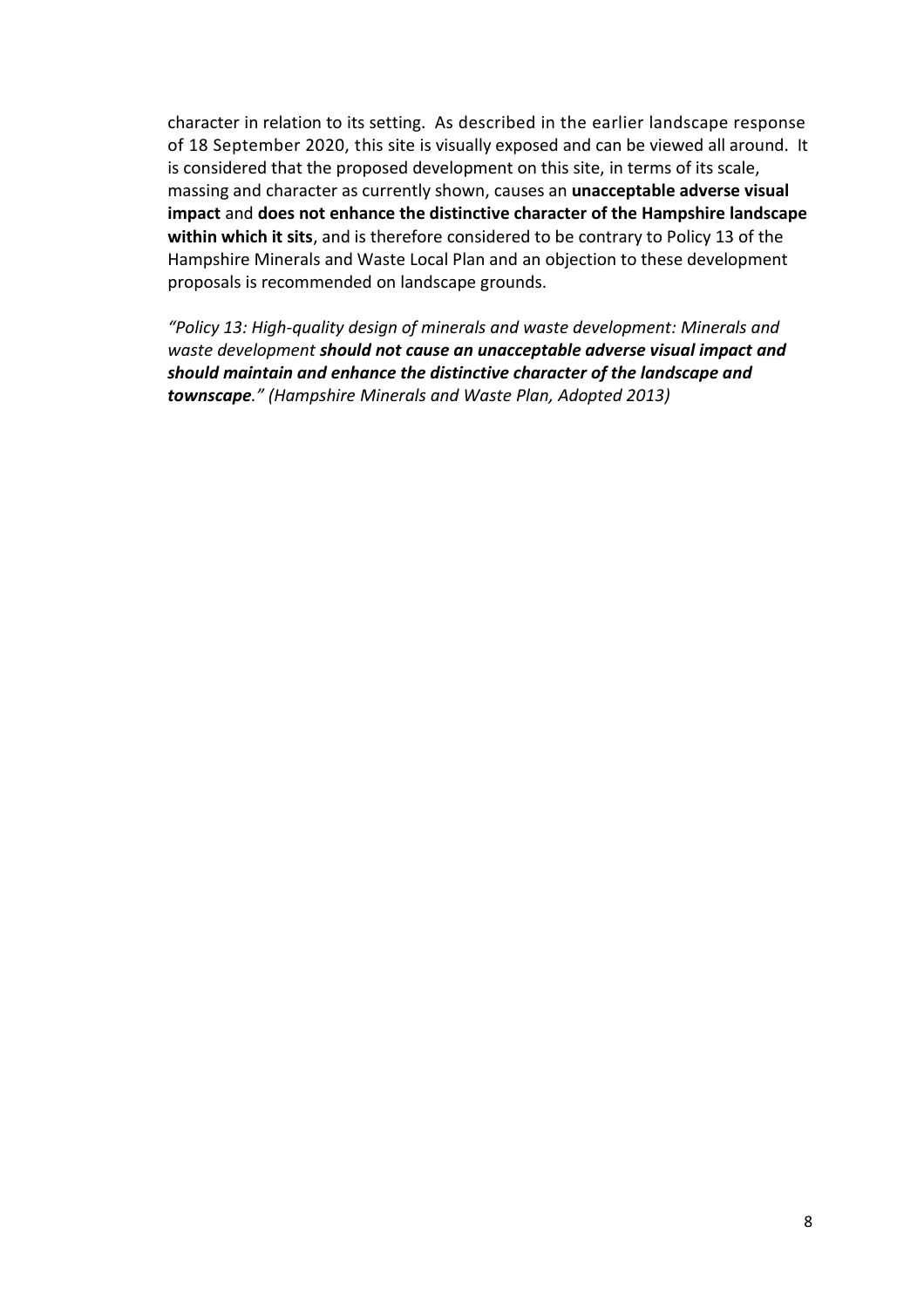character in relation to its setting. As described in the earlier landscape response of 18 September 2020, this site is visually exposed and can be viewed all around. It is considered that the proposed development on this site, in terms of its scale, massing and character as currently shown, causes an **unacceptable adverse visual impact** and **does not enhance the distinctive character of the Hampshire landscape within which it sits**, and is therefore considered to be contrary to Policy 13 of the Hampshire Minerals and Waste Local Plan and an objection to these development proposals is recommended on landscape grounds.

*"Policy 13: High-quality design of minerals and waste development: Minerals and waste development **should not cause an unacceptable adverse visual impact and should maintain and enhance the distinctive character of the landscape and townscape**." (Hampshire Minerals and Waste Plan, Adopted 2013)*